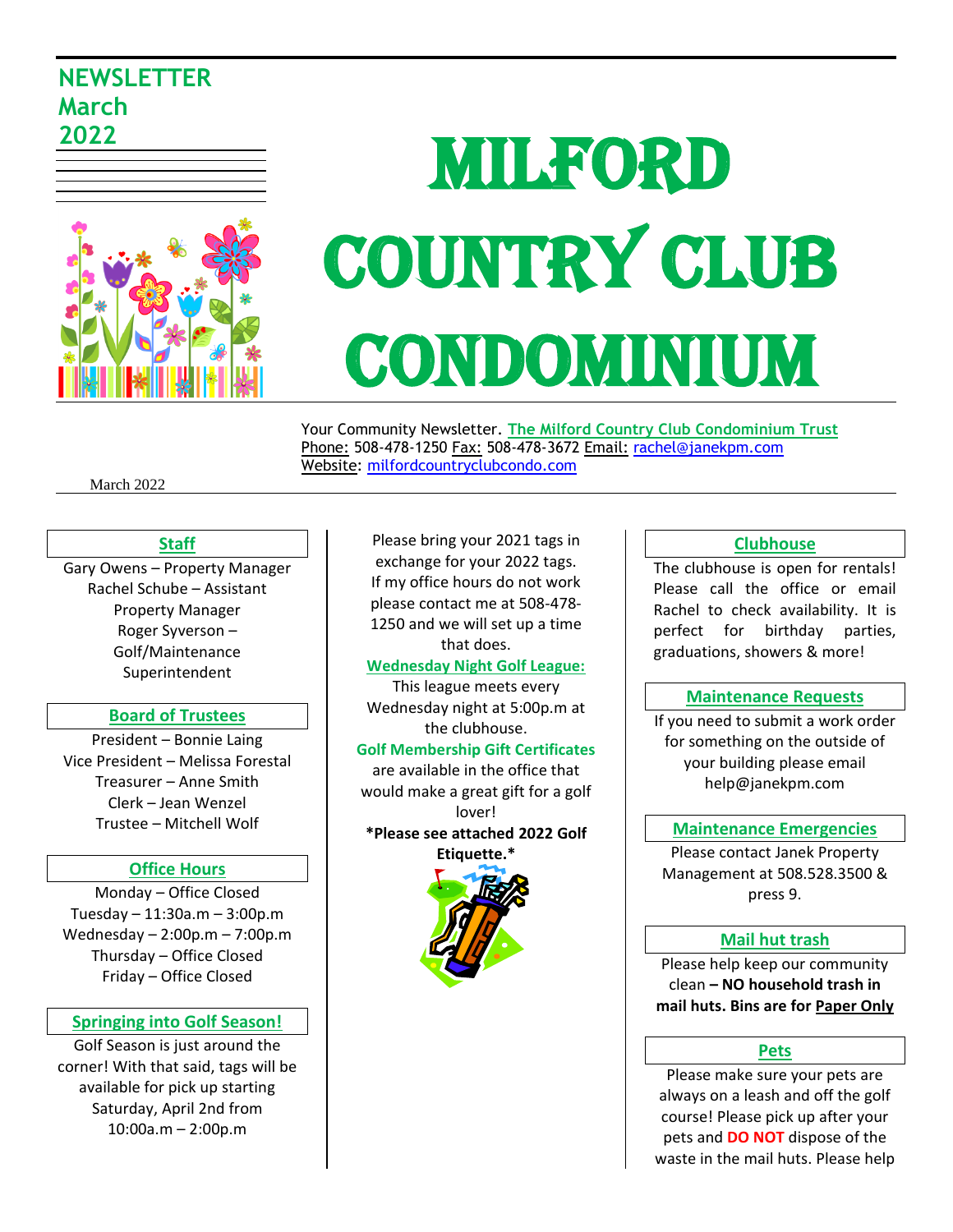# NEWSLETTER March 2022

# MILFORD COUNTRY CLUB CONDOMINIUM

Your Community Newsletter. **The Milford Country Club Condominium Trust**
Phone: 508-478-1250 Fax: 508-478-3672 Email: rachel@janekpm.com
Website: milfordcountryclubcondo.com

March 2022

## Staff

Gary Owens – Property Manager
Rachel Schube – Assistant Property Manager
Roger Syverson – Golf/Maintenance Superintendent

## Board of Trustees

President – Bonnie Laing
Vice President – Melissa Forestal
Treasurer – Anne Smith
Clerk – Jean Wenzel
Trustee – Mitchell Wolf

## Office Hours

Monday – Office Closed
Tuesday – 11:30a.m – 3:00p.m
Wednesday – 2:00p.m – 7:00p.m
Thursday – Office Closed
Friday – Office Closed

## Springing into Golf Season!

Golf Season is just around the corner! With that said, tags will be available for pick up starting Saturday, April 2nd from 10:00a.m – 2:00p.m

Please bring your 2021 tags in exchange for your 2022 tags. If my office hours do not work please contact me at 508-478-1250 and we will set up a time that does.

**Wednesday Night Golf League:**

This league meets every Wednesday night at 5:00p.m at the clubhouse.

**Golf Membership Gift Certificates** are available in the office that would make a great gift for a golf lover!

**\*Please see attached 2022 Golf Etiquette.\***

## Clubhouse

The clubhouse is open for rentals! Please call the office or email Rachel to check availability. It is perfect for birthday parties, graduations, showers & more!

## Maintenance Requests

If you need to submit a work order for something on the outside of your building please email help@janekpm.com

## Maintenance Emergencies

Please contact Janek Property Management at 508.528.3500 & press 9.

## Mail hut trash

Please help keep our community clean **– NO household trash in mail huts. Bins are for Paper Only**

## Pets

Please make sure your pets are always on a leash and off the golf course! Please pick up after your pets and **DO NOT** dispose of the waste in the mail huts. Please help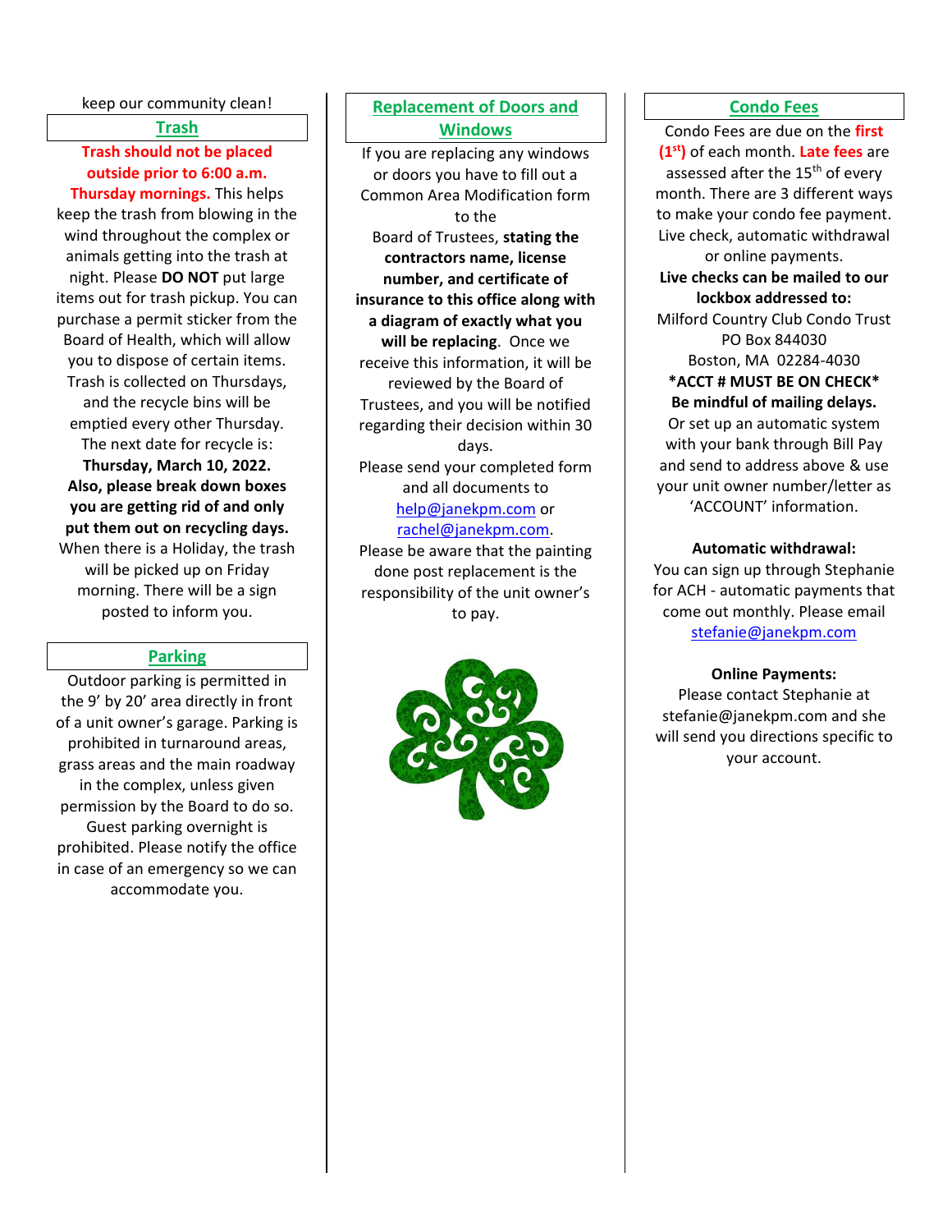keep our community clean!

## Trash

**Trash should not be placed outside prior to 6:00 a.m. Thursday mornings.** This helps keep the trash from blowing in the wind throughout the complex or animals getting into the trash at night. Please **DO NOT** put large items out for trash pickup. You can purchase a permit sticker from the Board of Health, which will allow you to dispose of certain items. Trash is collected on Thursdays, and the recycle bins will be emptied every other Thursday. The next date for recycle is: **Thursday, March 10, 2022. Also, please break down boxes you are getting rid of and only put them out on recycling days.** When there is a Holiday, the trash will be picked up on Friday morning. There will be a sign posted to inform you.

## Parking

Outdoor parking is permitted in the 9' by 20' area directly in front of a unit owner's garage. Parking is prohibited in turnaround areas, grass areas and the main roadway in the complex, unless given permission by the Board to do so. Guest parking overnight is prohibited. Please notify the office in case of an emergency so we can accommodate you.

## Replacement of Doors and Windows

If you are replacing any windows or doors you have to fill out a Common Area Modification form to the Board of Trustees, **stating the contractors name, license number, and certificate of insurance to this office along with a diagram of exactly what you will be replacing**. Once we receive this information, it will be reviewed by the Board of Trustees, and you will be notified regarding their decision within 30 days.

Please send your completed form and all documents to help@janekpm.com or rachel@janekpm.com.

Please be aware that the painting done post replacement is the responsibility of the unit owner's to pay.

## Condo Fees

Condo Fees are due on the **first (1st)** of each month. **Late fees** are assessed after the 15th of every month. There are 3 different ways to make your condo fee payment. Live check, automatic withdrawal or online payments.

**Live checks can be mailed to our lockbox addressed to:**

Milford Country Club Condo Trust
PO Box 844030
Boston, MA 02284-4030

**\*ACCT # MUST BE ON CHECK\***

**Be mindful of mailing delays.**

Or set up an automatic system with your bank through Bill Pay and send to address above & use your unit owner number/letter as 'ACCOUNT' information.

**Automatic withdrawal:**

You can sign up through Stephanie for ACH - automatic payments that come out monthly. Please email stefanie@janekpm.com

**Online Payments:**

Please contact Stephanie at stefanie@janekpm.com and she will send you directions specific to your account.